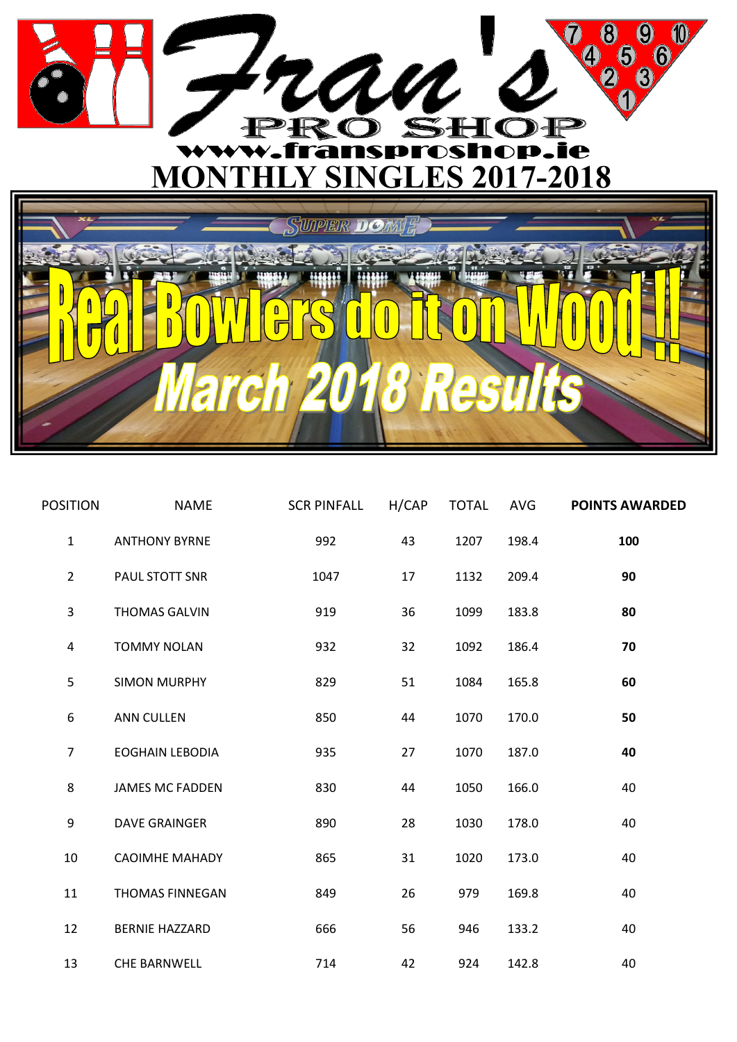# Fran's PRO SHOP

www.fransproshop.ie

## MONTHLY SINGLES 2017-2018

SUPER DOME

## Real Bowlers do it on Wood !!

## March 2018 Results

| POSITION | NAME | SCR PINFALL | H/CAP | TOTAL | AVG | POINTS AWARDED |
|---|---|---|---|---|---|---|
| 1 | ANTHONY BYRNE | 992 | 43 | 1207 | 198.4 | **100** |
| 2 | PAUL STOTT SNR | 1047 | 17 | 1132 | 209.4 | **90** |
| 3 | THOMAS GALVIN | 919 | 36 | 1099 | 183.8 | **80** |
| 4 | TOMMY NOLAN | 932 | 32 | 1092 | 186.4 | **70** |
| 5 | SIMON MURPHY | 829 | 51 | 1084 | 165.8 | **60** |
| 6 | ANN CULLEN | 850 | 44 | 1070 | 170.0 | **50** |
| 7 | EOGHAIN LEBODIA | 935 | 27 | 1070 | 187.0 | **40** |
| 8 | JAMES MC FADDEN | 830 | 44 | 1050 | 166.0 | 40 |
| 9 | DAVE GRAINGER | 890 | 28 | 1030 | 178.0 | 40 |
| 10 | CAOIMHE MAHADY | 865 | 31 | 1020 | 173.0 | 40 |
| 11 | THOMAS FINNEGAN | 849 | 26 | 979 | 169.8 | 40 |
| 12 | BERNIE HAZZARD | 666 | 56 | 946 | 133.2 | 40 |
| 13 | CHE BARNWELL | 714 | 42 | 924 | 142.8 | 40 |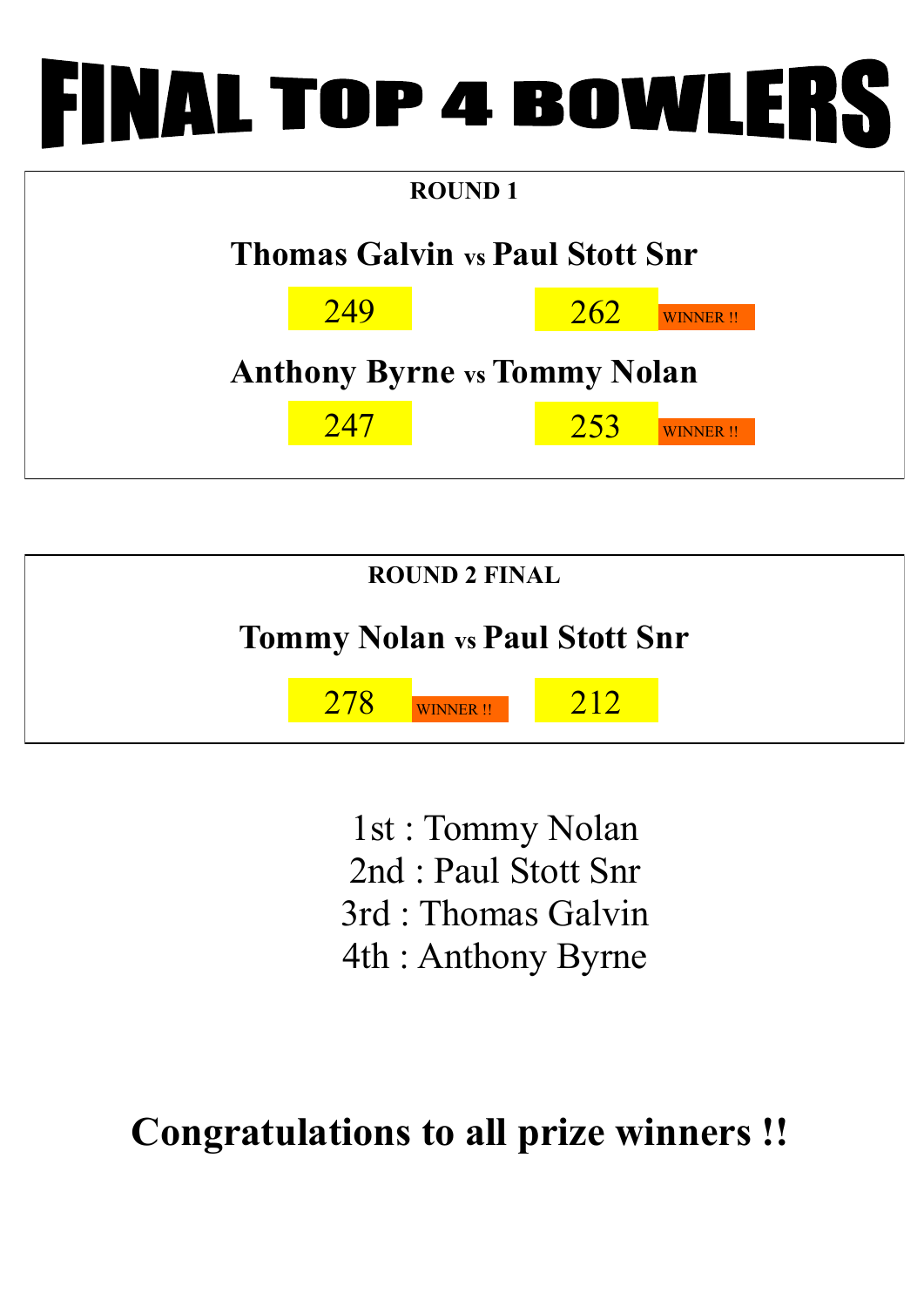# FINAL TOP 4 BOWLERS

## ROUND 1

**Thomas Galvin vs Paul Stott Snr**

| Thomas Galvin | Paul Stott Snr |
|---|---|
| 249 | 262 WINNER !! |

**Anthony Byrne vs Tommy Nolan**

| Anthony Byrne | Tommy Nolan |
|---|---|
| 247 | 253 WINNER !! |

## ROUND 2 FINAL

**Tommy Nolan vs Paul Stott Snr**

| Tommy Nolan | Paul Stott Snr |
|---|---|
| 278 WINNER !! | 212 |

1st : Tommy Nolan
2nd : Paul Stott Snr
3rd : Thomas Galvin
4th : Anthony Byrne

**Congratulations to all prize winners !!**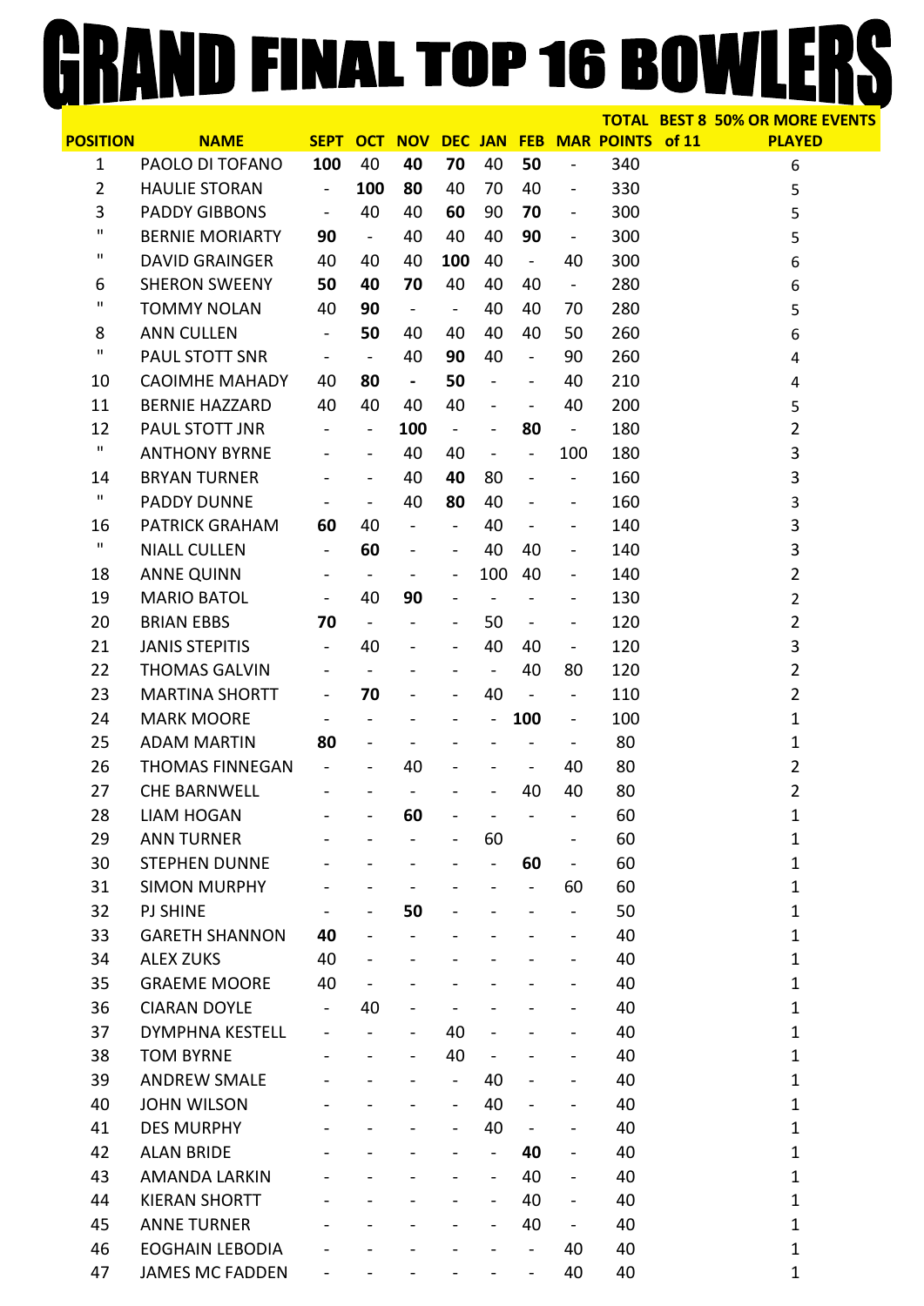# GRAND FINAL TOP 16 BOWLERS

| POSITION | NAME | SEPT | OCT | NOV | DEC | JAN | FEB | MAR | TOTAL POINTS | BEST 8 of 11 | 50% OR MORE EVENTS PLAYED |
|---|---|---|---|---|---|---|---|---|---|---|---|
| 1 | PAOLO DI TOFANO | **100** | 40 | **40** | **70** | 40 | **50** | - | 340 | | 6 |
| 2 | HAULIE STORAN | - | **100** | **80** | 40 | 70 | 40 | - | 330 | | 5 |
| 3 | PADDY GIBBONS | - | 40 | 40 | **60** | 90 | **70** | - | 300 | | 5 |
| " | BERNIE MORIARTY | **90** | - | 40 | 40 | 40 | **90** | - | 300 | | 5 |
| " | DAVID GRAINGER | 40 | 40 | 40 | **100** | 40 | - | 40 | 300 | | 6 |
| 6 | SHERON SWEENY | **50** | **40** | **70** | 40 | 40 | 40 | - | 280 | | 6 |
| " | TOMMY NOLAN | 40 | **90** | - | - | 40 | 40 | 70 | 280 | | 5 |
| 8 | ANN CULLEN | - | **50** | 40 | 40 | 40 | 40 | 50 | 260 | | 6 |
| " | PAUL STOTT SNR | - | - | 40 | **90** | 40 | - | 90 | 260 | | 4 |
| 10 | CAOIMHE MAHADY | 40 | **80** | **-** | **50** | - | - | 40 | 210 | | 4 |
| 11 | BERNIE HAZZARD | 40 | 40 | 40 | 40 | - | - | 40 | 200 | | 5 |
| 12 | PAUL STOTT JNR | - | - | **100** | - | - | **80** | - | 180 | | 2 |
| " | ANTHONY BYRNE | - | - | 40 | 40 | - | - | 100 | 180 | | 3 |
| 14 | BRYAN TURNER | - | - | 40 | **40** | 80 | - | - | 160 | | 3 |
| " | PADDY DUNNE | - | - | 40 | **80** | 40 | - | - | 160 | | 3 |
| 16 | PATRICK GRAHAM | **60** | 40 | - | - | 40 | - | - | 140 | | 3 |
| " | NIALL CULLEN | - | **60** | - | - | 40 | 40 | - | 140 | | 3 |
| 18 | ANNE QUINN | - | - | - | - | 100 | 40 | - | 140 | | 2 |
| 19 | MARIO BATOL | - | 40 | **90** | - | - | - | - | 130 | | 2 |
| 20 | BRIAN EBBS | **70** | - | - | - | 50 | - | - | 120 | | 2 |
| 21 | JANIS STEPITIS | - | 40 | - | - | 40 | 40 | - | 120 | | 3 |
| 22 | THOMAS GALVIN | - | - | - | - | - | 40 | 80 | 120 | | 2 |
| 23 | MARTINA SHORTT | - | **70** | - | - | 40 | - | - | 110 | | 2 |
| 24 | MARK MOORE | - | - | - | - | - | **100** | - | 100 | | 1 |
| 25 | ADAM MARTIN | **80** | - | - | - | - | - | - | 80 | | 1 |
| 26 | THOMAS FINNEGAN | - | - | 40 | - | - | - | 40 | 80 | | 2 |
| 27 | CHE BARNWELL | - | - | - | - | - | 40 | 40 | 80 | | 2 |
| 28 | LIAM HOGAN | - | - | **60** | - | - | - | - | 60 | | 1 |
| 29 | ANN TURNER | - | - | - | - | 60 | | - | 60 | | 1 |
| 30 | STEPHEN DUNNE | - | - | - | - | - | **60** | - | 60 | | 1 |
| 31 | SIMON MURPHY | - | - | - | - | - | - | 60 | 60 | | 1 |
| 32 | PJ SHINE | - | - | **50** | - | - | - | - | 50 | | 1 |
| 33 | GARETH SHANNON | **40** | - | - | - | - | - | - | 40 | | 1 |
| 34 | ALEX ZUKS | 40 | - | - | - | - | - | - | 40 | | 1 |
| 35 | GRAEME MOORE | 40 | - | - | - | - | - | - | 40 | | 1 |
| 36 | CIARAN DOYLE | - | 40 | - | - | - | - | - | 40 | | 1 |
| 37 | DYMPHNA KESTELL | - | - | - | 40 | - | - | - | 40 | | 1 |
| 38 | TOM BYRNE | - | - | - | 40 | - | - | - | 40 | | 1 |
| 39 | ANDREW SMALE | - | - | - | - | 40 | - | - | 40 | | 1 |
| 40 | JOHN WILSON | - | - | - | - | 40 | - | - | 40 | | 1 |
| 41 | DES MURPHY | - | - | - | - | 40 | - | - | 40 | | 1 |
| 42 | ALAN BRIDE | - | - | - | - | - | **40** | - | 40 | | 1 |
| 43 | AMANDA LARKIN | - | - | - | - | - | 40 | - | 40 | | 1 |
| 44 | KIERAN SHORTT | - | - | - | - | - | 40 | - | 40 | | 1 |
| 45 | ANNE TURNER | - | - | - | - | - | 40 | - | 40 | | 1 |
| 46 | EOGHAIN LEBODIA | - | - | - | - | - | - | 40 | 40 | | 1 |
| 47 | JAMES MC FADDEN | - | - | - | - | - | - | 40 | 40 | | 1 |